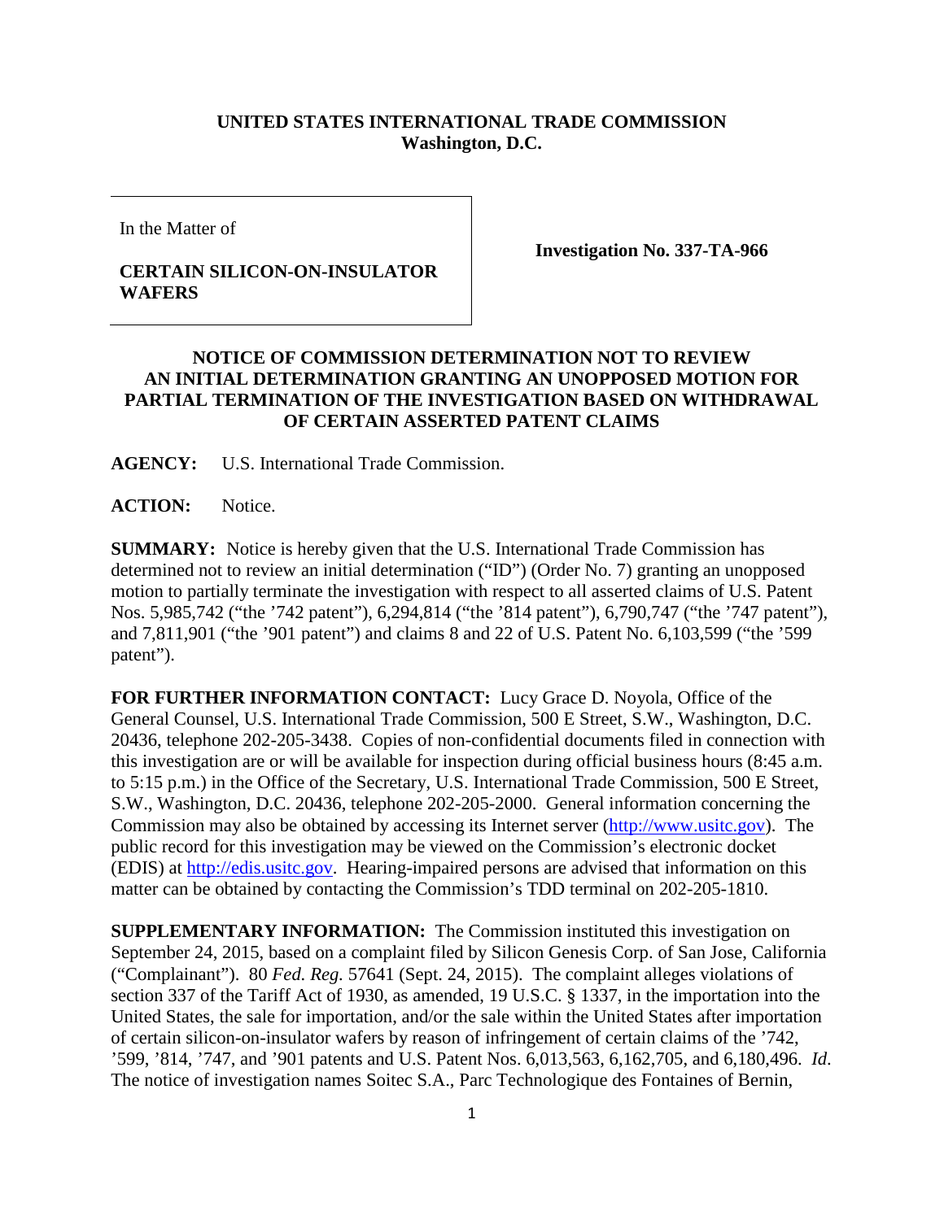**UNITED STATES INTERNATIONAL TRADE COMMISSION**
**Washington, D.C.**

| In the Matter of<br><br>**CERTAIN SILICON-ON-INSULATOR WAFERS** | **Investigation No. 337-TA-966** |
|---|---|

## NOTICE OF COMMISSION DETERMINATION NOT TO REVIEW AN INITIAL DETERMINATION GRANTING AN UNOPPOSED MOTION FOR PARTIAL TERMINATION OF THE INVESTIGATION BASED ON WITHDRAWAL OF CERTAIN ASSERTED PATENT CLAIMS

**AGENCY:** U.S. International Trade Commission.

**ACTION:** Notice.

**SUMMARY:** Notice is hereby given that the U.S. International Trade Commission has determined not to review an initial determination ("ID") (Order No. 7) granting an unopposed motion to partially terminate the investigation with respect to all asserted claims of U.S. Patent Nos. 5,985,742 ("the '742 patent"), 6,294,814 ("the '814 patent"), 6,790,747 ("the '747 patent"), and 7,811,901 ("the '901 patent") and claims 8 and 22 of U.S. Patent No. 6,103,599 ("the '599 patent").

**FOR FURTHER INFORMATION CONTACT:** Lucy Grace D. Noyola, Office of the General Counsel, U.S. International Trade Commission, 500 E Street, S.W., Washington, D.C. 20436, telephone 202-205-3438. Copies of non-confidential documents filed in connection with this investigation are or will be available for inspection during official business hours (8:45 a.m. to 5:15 p.m.) in the Office of the Secretary, U.S. International Trade Commission, 500 E Street, S.W., Washington, D.C. 20436, telephone 202-205-2000. General information concerning the Commission may also be obtained by accessing its Internet server (http://www.usitc.gov). The public record for this investigation may be viewed on the Commission's electronic docket (EDIS) at http://edis.usitc.gov. Hearing-impaired persons are advised that information on this matter can be obtained by contacting the Commission's TDD terminal on 202-205-1810.

**SUPPLEMENTARY INFORMATION:** The Commission instituted this investigation on September 24, 2015, based on a complaint filed by Silicon Genesis Corp. of San Jose, California ("Complainant"). 80 *Fed. Reg.* 57641 (Sept. 24, 2015). The complaint alleges violations of section 337 of the Tariff Act of 1930, as amended, 19 U.S.C. § 1337, in the importation into the United States, the sale for importation, and/or the sale within the United States after importation of certain silicon-on-insulator wafers by reason of infringement of certain claims of the '742, '599, '814, '747, and '901 patents and U.S. Patent Nos. 6,013,563, 6,162,705, and 6,180,496. *Id*. The notice of investigation names Soitec S.A., Parc Technologique des Fontaines of Bernin,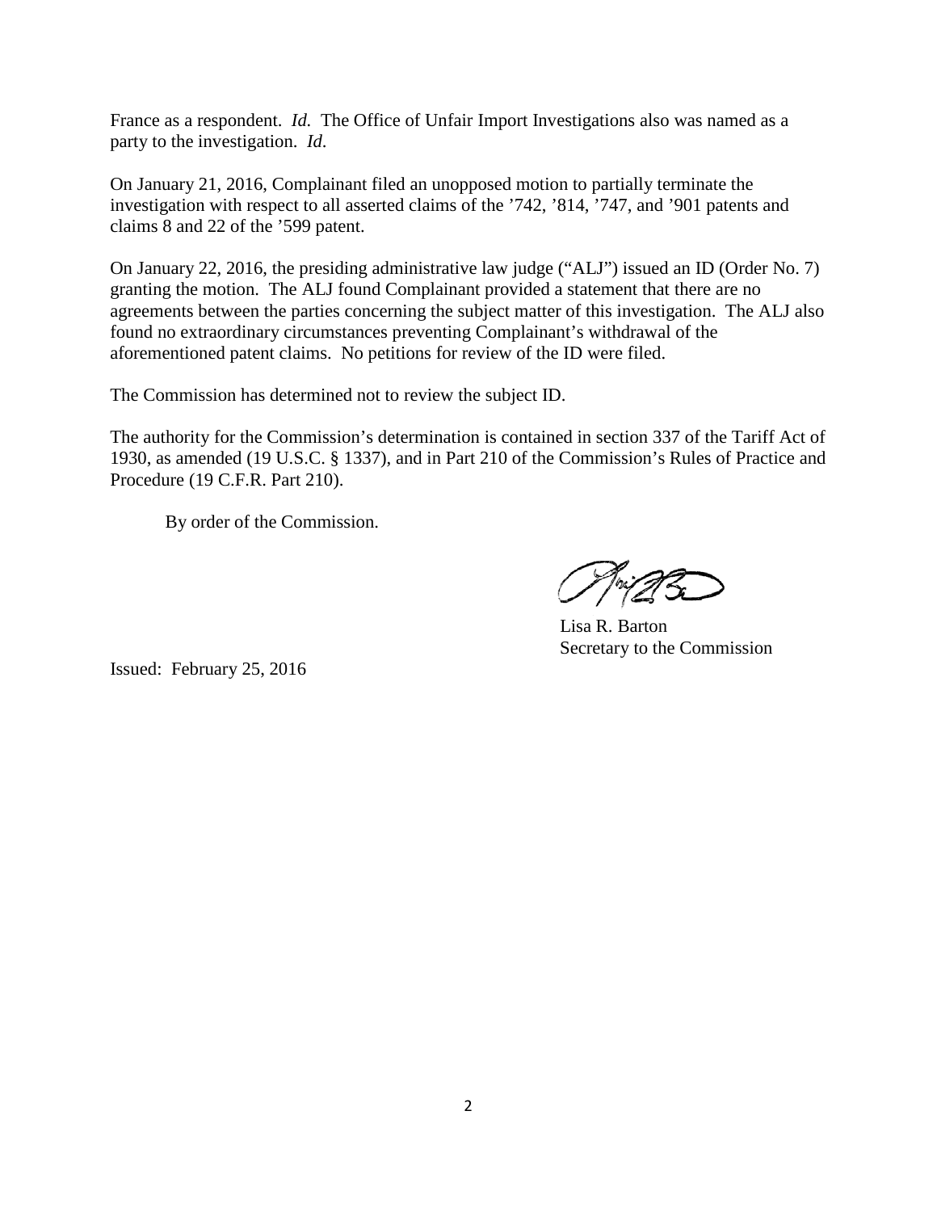France as a respondent. *Id.* The Office of Unfair Import Investigations also was named as a party to the investigation. *Id*.

On January 21, 2016, Complainant filed an unopposed motion to partially terminate the investigation with respect to all asserted claims of the '742, '814, '747, and '901 patents and claims 8 and 22 of the '599 patent.

On January 22, 2016, the presiding administrative law judge ("ALJ") issued an ID (Order No. 7) granting the motion. The ALJ found Complainant provided a statement that there are no agreements between the parties concerning the subject matter of this investigation. The ALJ also found no extraordinary circumstances preventing Complainant's withdrawal of the aforementioned patent claims. No petitions for review of the ID were filed.

The Commission has determined not to review the subject ID.

The authority for the Commission's determination is contained in section 337 of the Tariff Act of 1930, as amended (19 U.S.C. § 1337), and in Part 210 of the Commission's Rules of Practice and Procedure (19 C.F.R. Part 210).

By order of the Commission.

Lisa R. Barton
Secretary to the Commission

Issued: February 25, 2016